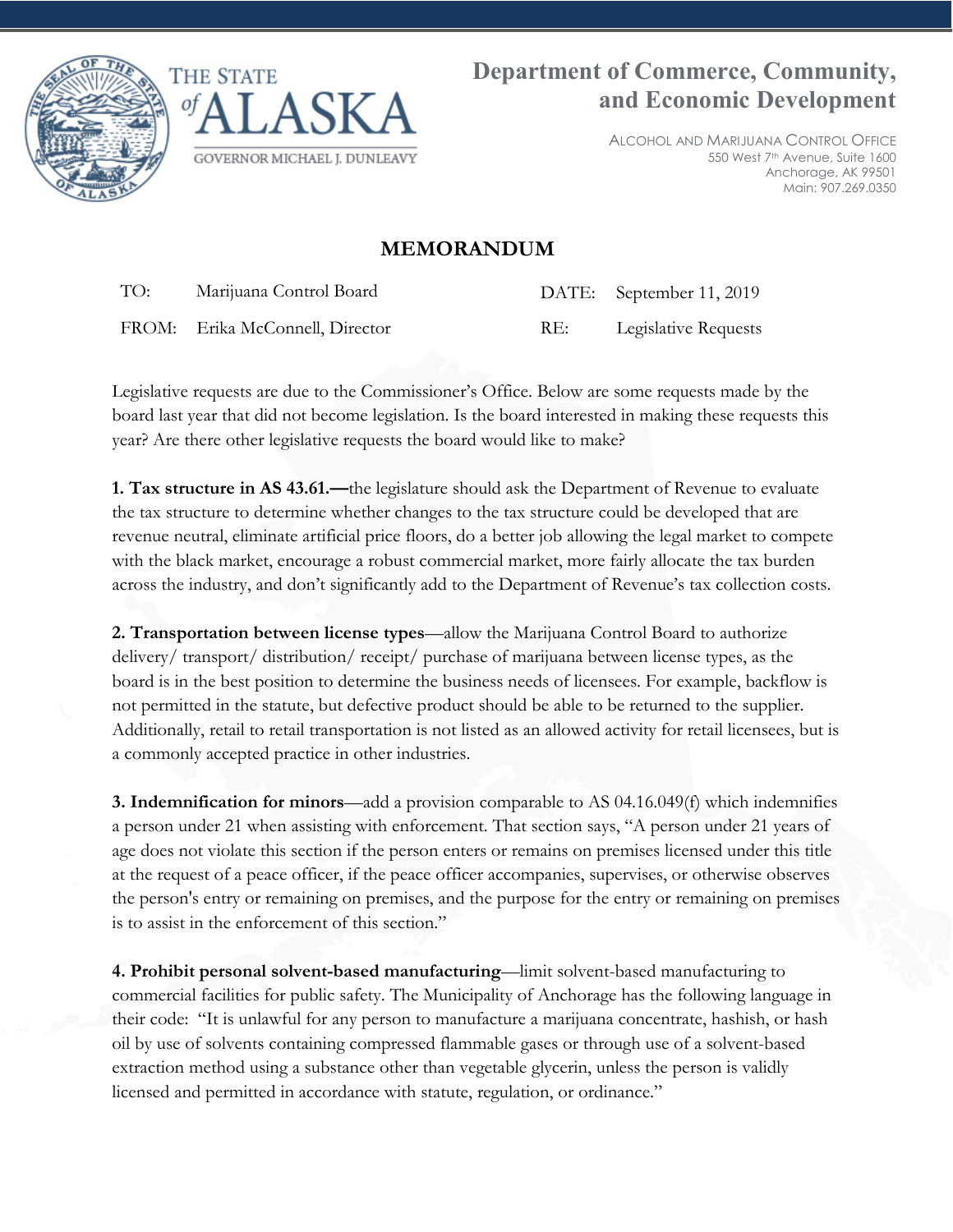THE STATE of ALASKA

GOVERNOR MICHAEL J. DUNLEAVY

# Department of Commerce, Community, and Economic Development

ALCOHOL AND MARIJUANA CONTROL OFFICE
550 West 7th Avenue, Suite 1600
Anchorage, AK 99501
Main: 907.269.0350

## MEMORANDUM

| | | | |
|---|---|---|---|
| TO: | Marijuana Control Board | DATE: | September 11, 2019 |
| FROM: | Erika McConnell, Director | RE: | Legislative Requests |

Legislative requests are due to the Commissioner's Office. Below are some requests made by the board last year that did not become legislation. Is the board interested in making these requests this year? Are there other legislative requests the board would like to make?

**1. Tax structure in AS 43.61.—**the legislature should ask the Department of Revenue to evaluate the tax structure to determine whether changes to the tax structure could be developed that are revenue neutral, eliminate artificial price floors, do a better job allowing the legal market to compete with the black market, encourage a robust commercial market, more fairly allocate the tax burden across the industry, and don't significantly add to the Department of Revenue's tax collection costs.

**2. Transportation between license types**—allow the Marijuana Control Board to authorize delivery/ transport/ distribution/ receipt/ purchase of marijuana between license types, as the board is in the best position to determine the business needs of licensees. For example, backflow is not permitted in the statute, but defective product should be able to be returned to the supplier. Additionally, retail to retail transportation is not listed as an allowed activity for retail licensees, but is a commonly accepted practice in other industries.

**3. Indemnification for minors**—add a provision comparable to AS 04.16.049(f) which indemnifies a person under 21 when assisting with enforcement. That section says, "A person under 21 years of age does not violate this section if the person enters or remains on premises licensed under this title at the request of a peace officer, if the peace officer accompanies, supervises, or otherwise observes the person's entry or remaining on premises, and the purpose for the entry or remaining on premises is to assist in the enforcement of this section."

**4. Prohibit personal solvent-based manufacturing**—limit solvent-based manufacturing to commercial facilities for public safety. The Municipality of Anchorage has the following language in their code: "It is unlawful for any person to manufacture a marijuana concentrate, hashish, or hash oil by use of solvents containing compressed flammable gases or through use of a solvent-based extraction method using a substance other than vegetable glycerin, unless the person is validly licensed and permitted in accordance with statute, regulation, or ordinance."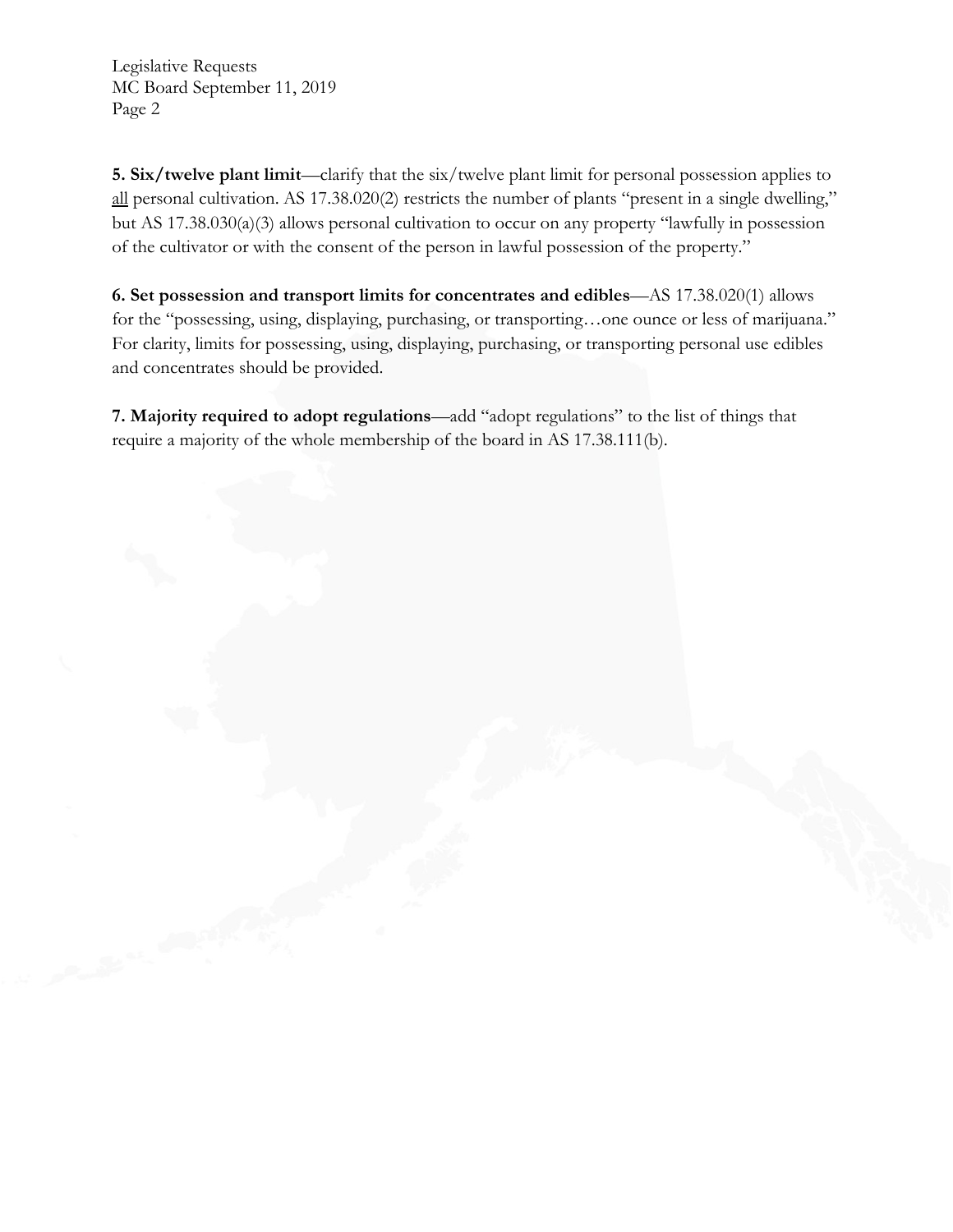**5. Six/twelve plant limit**—clarify that the six/twelve plant limit for personal possession applies to all personal cultivation. AS 17.38.020(2) restricts the number of plants "present in a single dwelling," but AS 17.38.030(a)(3) allows personal cultivation to occur on any property "lawfully in possession of the cultivator or with the consent of the person in lawful possession of the property."

**6. Set possession and transport limits for concentrates and edibles**—AS 17.38.020(1) allows for the "possessing, using, displaying, purchasing, or transporting…one ounce or less of marijuana." For clarity, limits for possessing, using, displaying, purchasing, or transporting personal use edibles and concentrates should be provided.

**7. Majority required to adopt regulations**—add "adopt regulations" to the list of things that require a majority of the whole membership of the board in AS 17.38.111(b).